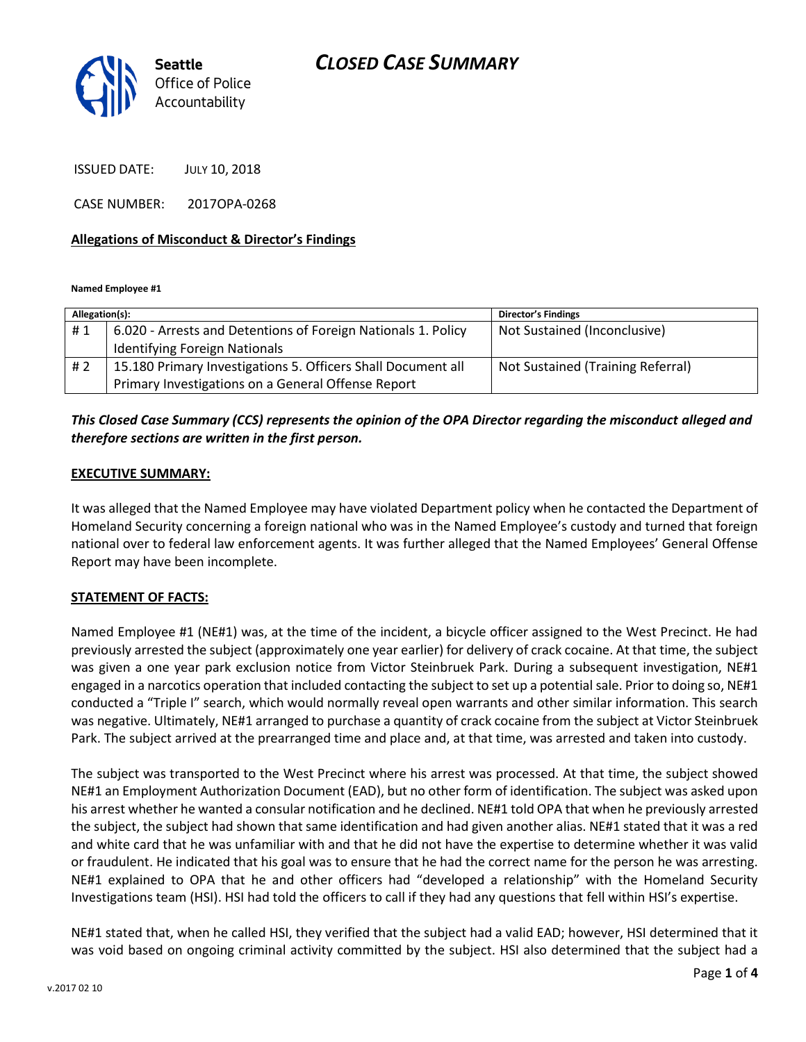# CLOSED CASE SUMMARY

Seattle Office of Police Accountability

ISSUED DATE: JULY 10, 2018

CASE NUMBER: 2017OPA-0268

**Allegations of Misconduct & Director's Findings**

**Named Employee #1**

| Allegation(s): | | Director's Findings |
|---|---|---|
| # 1 | 6.020 - Arrests and Detentions of Foreign Nationals 1. Policy Identifying Foreign Nationals | Not Sustained (Inconclusive) |
| # 2 | 15.180 Primary Investigations 5. Officers Shall Document all Primary Investigations on a General Offense Report | Not Sustained (Training Referral) |

***This Closed Case Summary (CCS) represents the opinion of the OPA Director regarding the misconduct alleged and therefore sections are written in the first person.***

**EXECUTIVE SUMMARY:**

It was alleged that the Named Employee may have violated Department policy when he contacted the Department of Homeland Security concerning a foreign national who was in the Named Employee's custody and turned that foreign national over to federal law enforcement agents. It was further alleged that the Named Employees' General Offense Report may have been incomplete.

**STATEMENT OF FACTS:**

Named Employee #1 (NE#1) was, at the time of the incident, a bicycle officer assigned to the West Precinct. He had previously arrested the subject (approximately one year earlier) for delivery of crack cocaine. At that time, the subject was given a one year park exclusion notice from Victor Steinbruek Park. During a subsequent investigation, NE#1 engaged in a narcotics operation that included contacting the subject to set up a potential sale. Prior to doing so, NE#1 conducted a "Triple I" search, which would normally reveal open warrants and other similar information. This search was negative. Ultimately, NE#1 arranged to purchase a quantity of crack cocaine from the subject at Victor Steinbruek Park. The subject arrived at the prearranged time and place and, at that time, was arrested and taken into custody.

The subject was transported to the West Precinct where his arrest was processed. At that time, the subject showed NE#1 an Employment Authorization Document (EAD), but no other form of identification. The subject was asked upon his arrest whether he wanted a consular notification and he declined. NE#1 told OPA that when he previously arrested the subject, the subject had shown that same identification and had given another alias. NE#1 stated that it was a red and white card that he was unfamiliar with and that he did not have the expertise to determine whether it was valid or fraudulent. He indicated that his goal was to ensure that he had the correct name for the person he was arresting. NE#1 explained to OPA that he and other officers had "developed a relationship" with the Homeland Security Investigations team (HSI). HSI had told the officers to call if they had any questions that fell within HSI's expertise.

NE#1 stated that, when he called HSI, they verified that the subject had a valid EAD; however, HSI determined that it was void based on ongoing criminal activity committed by the subject. HSI also determined that the subject had a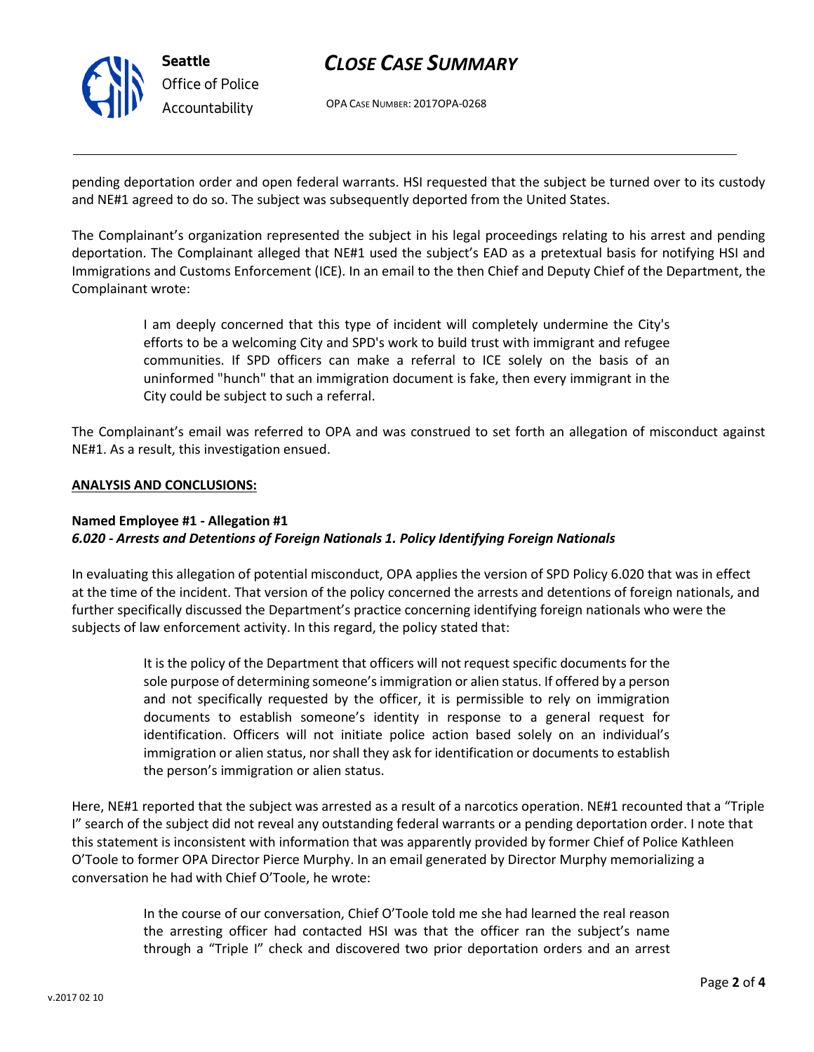pending deportation order and open federal warrants. HSI requested that the subject be turned over to its custody and NE#1 agreed to do so. The subject was subsequently deported from the United States.

The Complainant's organization represented the subject in his legal proceedings relating to his arrest and pending deportation. The Complainant alleged that NE#1 used the subject's EAD as a pretextual basis for notifying HSI and Immigrations and Customs Enforcement (ICE). In an email to the then Chief and Deputy Chief of the Department, the Complainant wrote:

> I am deeply concerned that this type of incident will completely undermine the City's efforts to be a welcoming City and SPD's work to build trust with immigrant and refugee communities. If SPD officers can make a referral to ICE solely on the basis of an uninformed "hunch" that an immigration document is fake, then every immigrant in the City could be subject to such a referral.

The Complainant's email was referred to OPA and was construed to set forth an allegation of misconduct against NE#1. As a result, this investigation ensued.

**ANALYSIS AND CONCLUSIONS:**

**Named Employee #1 - Allegation #1**
***6.020 - Arrests and Detentions of Foreign Nationals 1. Policy Identifying Foreign Nationals***

In evaluating this allegation of potential misconduct, OPA applies the version of SPD Policy 6.020 that was in effect at the time of the incident. That version of the policy concerned the arrests and detentions of foreign nationals, and further specifically discussed the Department's practice concerning identifying foreign nationals who were the subjects of law enforcement activity. In this regard, the policy stated that:

> It is the policy of the Department that officers will not request specific documents for the sole purpose of determining someone's immigration or alien status. If offered by a person and not specifically requested by the officer, it is permissible to rely on immigration documents to establish someone's identity in response to a general request for identification. Officers will not initiate police action based solely on an individual's immigration or alien status, nor shall they ask for identification or documents to establish the person's immigration or alien status.

Here, NE#1 reported that the subject was arrested as a result of a narcotics operation. NE#1 recounted that a "Triple I" search of the subject did not reveal any outstanding federal warrants or a pending deportation order. I note that this statement is inconsistent with information that was apparently provided by former Chief of Police Kathleen O'Toole to former OPA Director Pierce Murphy. In an email generated by Director Murphy memorializing a conversation he had with Chief O'Toole, he wrote:

> In the course of our conversation, Chief O'Toole told me she had learned the real reason the arresting officer had contacted HSI was that the officer ran the subject's name through a "Triple I" check and discovered two prior deportation orders and an arrest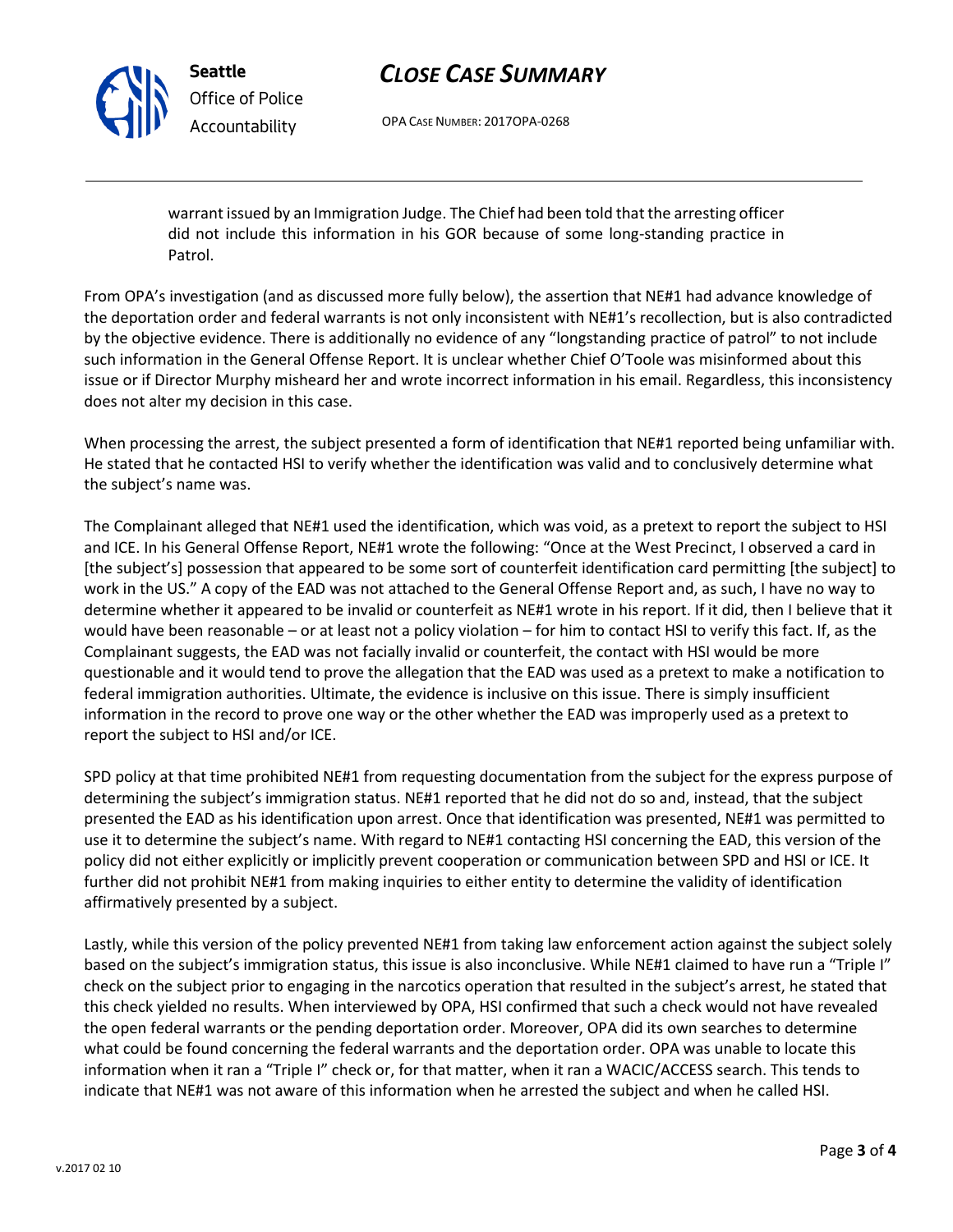warrant issued by an Immigration Judge. The Chief had been told that the arresting officer did not include this information in his GOR because of some long-standing practice in Patrol.

From OPA's investigation (and as discussed more fully below), the assertion that NE#1 had advance knowledge of the deportation order and federal warrants is not only inconsistent with NE#1's recollection, but is also contradicted by the objective evidence. There is additionally no evidence of any "longstanding practice of patrol" to not include such information in the General Offense Report. It is unclear whether Chief O'Toole was misinformed about this issue or if Director Murphy misheard her and wrote incorrect information in his email. Regardless, this inconsistency does not alter my decision in this case.

When processing the arrest, the subject presented a form of identification that NE#1 reported being unfamiliar with. He stated that he contacted HSI to verify whether the identification was valid and to conclusively determine what the subject's name was.

The Complainant alleged that NE#1 used the identification, which was void, as a pretext to report the subject to HSI and ICE. In his General Offense Report, NE#1 wrote the following: "Once at the West Precinct, I observed a card in [the subject's] possession that appeared to be some sort of counterfeit identification card permitting [the subject] to work in the US." A copy of the EAD was not attached to the General Offense Report and, as such, I have no way to determine whether it appeared to be invalid or counterfeit as NE#1 wrote in his report. If it did, then I believe that it would have been reasonable – or at least not a policy violation – for him to contact HSI to verify this fact. If, as the Complainant suggests, the EAD was not facially invalid or counterfeit, the contact with HSI would be more questionable and it would tend to prove the allegation that the EAD was used as a pretext to make a notification to federal immigration authorities. Ultimate, the evidence is inclusive on this issue. There is simply insufficient information in the record to prove one way or the other whether the EAD was improperly used as a pretext to report the subject to HSI and/or ICE.

SPD policy at that time prohibited NE#1 from requesting documentation from the subject for the express purpose of determining the subject's immigration status. NE#1 reported that he did not do so and, instead, that the subject presented the EAD as his identification upon arrest. Once that identification was presented, NE#1 was permitted to use it to determine the subject's name. With regard to NE#1 contacting HSI concerning the EAD, this version of the policy did not either explicitly or implicitly prevent cooperation or communication between SPD and HSI or ICE. It further did not prohibit NE#1 from making inquiries to either entity to determine the validity of identification affirmatively presented by a subject.

Lastly, while this version of the policy prevented NE#1 from taking law enforcement action against the subject solely based on the subject's immigration status, this issue is also inconclusive. While NE#1 claimed to have run a "Triple I" check on the subject prior to engaging in the narcotics operation that resulted in the subject's arrest, he stated that this check yielded no results. When interviewed by OPA, HSI confirmed that such a check would not have revealed the open federal warrants or the pending deportation order. Moreover, OPA did its own searches to determine what could be found concerning the federal warrants and the deportation order. OPA was unable to locate this information when it ran a "Triple I" check or, for that matter, when it ran a WACIC/ACCESS search. This tends to indicate that NE#1 was not aware of this information when he arrested the subject and when he called HSI.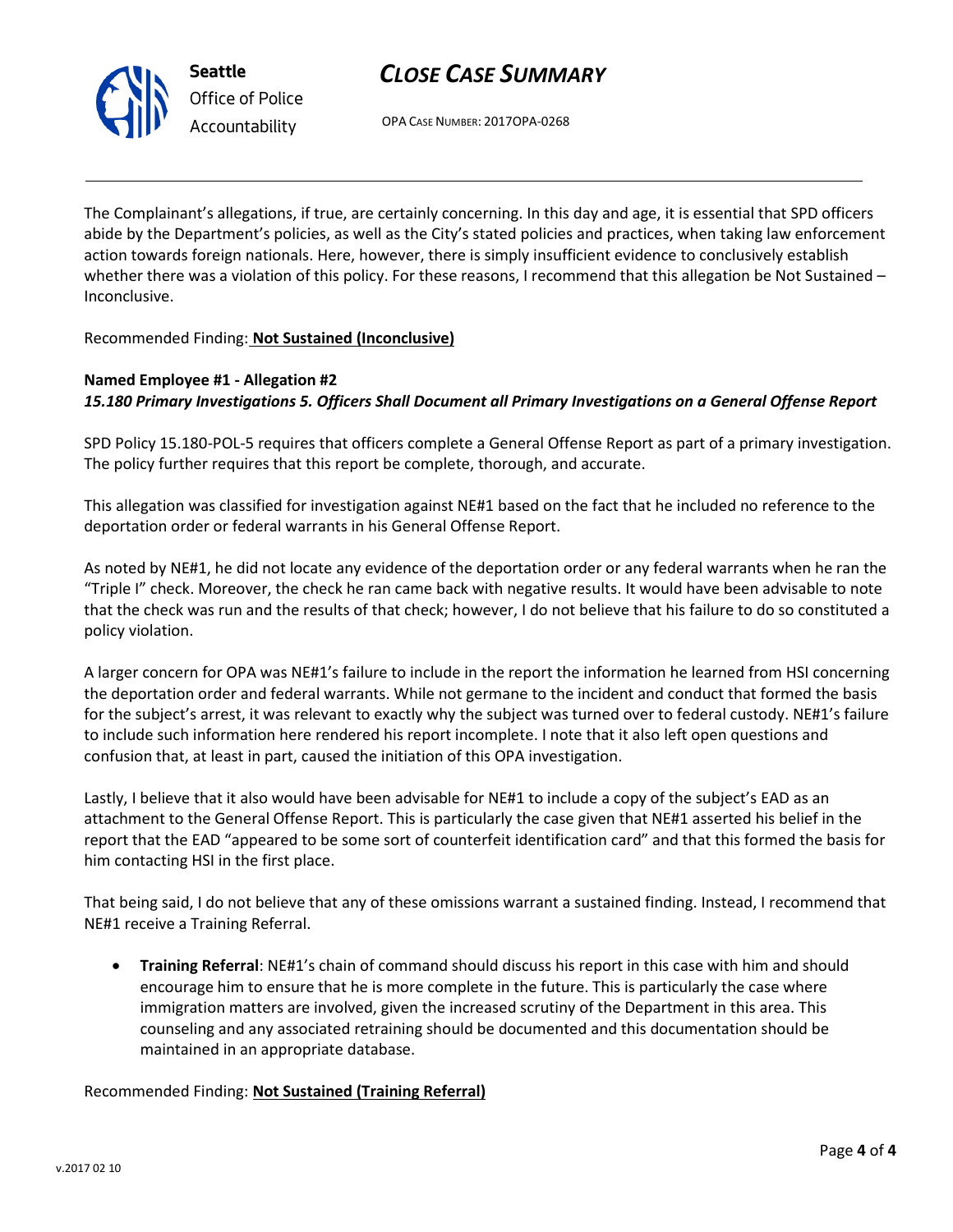The Complainant's allegations, if true, are certainly concerning. In this day and age, it is essential that SPD officers abide by the Department's policies, as well as the City's stated policies and practices, when taking law enforcement action towards foreign nationals. Here, however, there is simply insufficient evidence to conclusively establish whether there was a violation of this policy. For these reasons, I recommend that this allegation be Not Sustained – Inconclusive.

Recommended Finding: **Not Sustained (Inconclusive)**

**Named Employee #1 - Allegation #2**
***15.180 Primary Investigations 5. Officers Shall Document all Primary Investigations on a General Offense Report***

SPD Policy 15.180-POL-5 requires that officers complete a General Offense Report as part of a primary investigation. The policy further requires that this report be complete, thorough, and accurate.

This allegation was classified for investigation against NE#1 based on the fact that he included no reference to the deportation order or federal warrants in his General Offense Report.

As noted by NE#1, he did not locate any evidence of the deportation order or any federal warrants when he ran the "Triple I" check. Moreover, the check he ran came back with negative results. It would have been advisable to note that the check was run and the results of that check; however, I do not believe that his failure to do so constituted a policy violation.

A larger concern for OPA was NE#1's failure to include in the report the information he learned from HSI concerning the deportation order and federal warrants. While not germane to the incident and conduct that formed the basis for the subject's arrest, it was relevant to exactly why the subject was turned over to federal custody. NE#1's failure to include such information here rendered his report incomplete. I note that it also left open questions and confusion that, at least in part, caused the initiation of this OPA investigation.

Lastly, I believe that it also would have been advisable for NE#1 to include a copy of the subject's EAD as an attachment to the General Offense Report. This is particularly the case given that NE#1 asserted his belief in the report that the EAD "appeared to be some sort of counterfeit identification card" and that this formed the basis for him contacting HSI in the first place.

That being said, I do not believe that any of these omissions warrant a sustained finding. Instead, I recommend that NE#1 receive a Training Referral.

- **Training Referral**: NE#1's chain of command should discuss his report in this case with him and should encourage him to ensure that he is more complete in the future. This is particularly the case where immigration matters are involved, given the increased scrutiny of the Department in this area. This counseling and any associated retraining should be documented and this documentation should be maintained in an appropriate database.

Recommended Finding: **Not Sustained (Training Referral)**